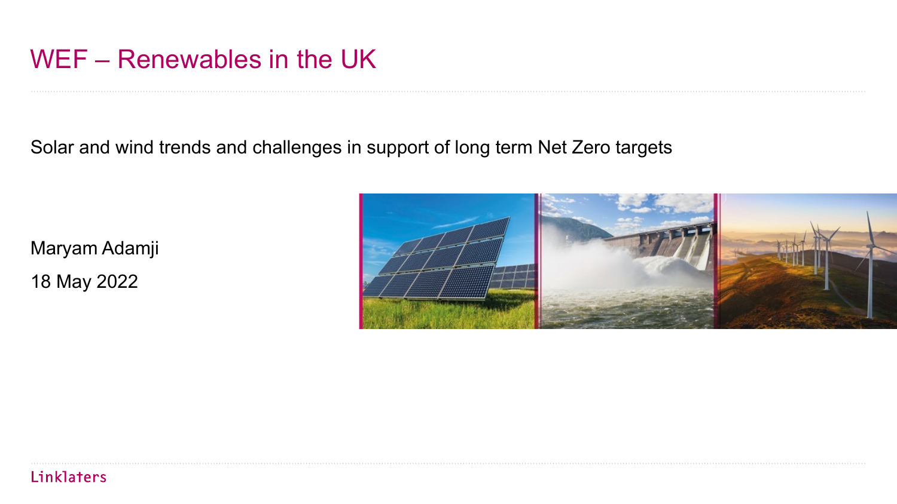# WEF – Renewables in the UK

Solar and wind trends and challenges in support of long term Net Zero targets

Maryam Adamji

18 May 2022

Linklaters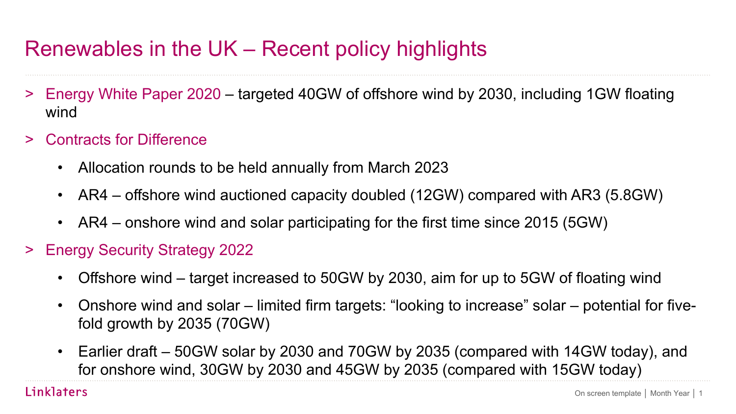# Renewables in the UK – Recent policy highlights

> Energy White Paper 2020 – targeted 40GW of offshore wind by 2030, including 1GW floating wind

> Contracts for Difference

- Allocation rounds to be held annually from March 2023
- AR4 – offshore wind auctioned capacity doubled (12GW) compared with AR3 (5.8GW)
- AR4 – onshore wind and solar participating for the first time since 2015 (5GW)

> Energy Security Strategy 2022

- Offshore wind – target increased to 50GW by 2030, aim for up to 5GW of floating wind
- Onshore wind and solar – limited firm targets: "looking to increase" solar – potential for five-fold growth by 2035 (70GW)
- Earlier draft – 50GW solar by 2030 and 70GW by 2035 (compared with 14GW today), and for onshore wind, 30GW by 2030 and 45GW by 2035 (compared with 15GW today)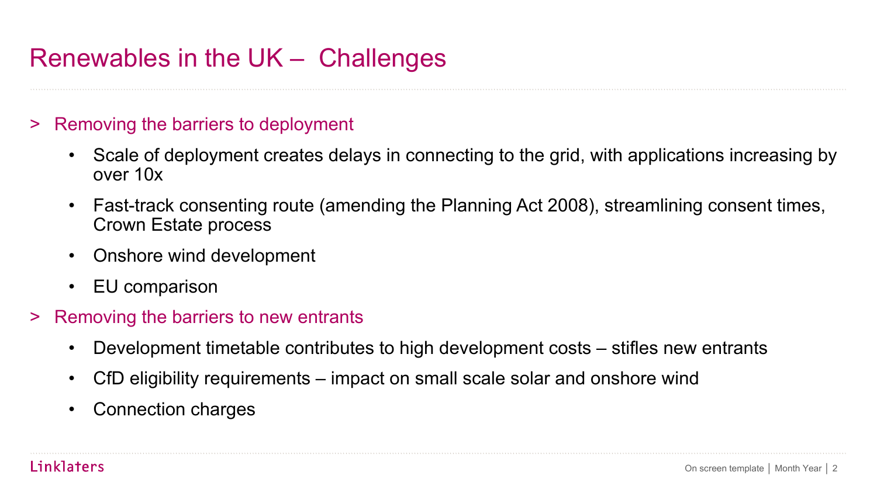# Renewables in the UK – Challenges

> Removing the barriers to deployment

- Scale of deployment creates delays in connecting to the grid, with applications increasing by over 10x
- Fast-track consenting route (amending the Planning Act 2008), streamlining consent times, Crown Estate process
- Onshore wind development
- EU comparison

> Removing the barriers to new entrants

- Development timetable contributes to high development costs – stifles new entrants
- CfD eligibility requirements – impact on small scale solar and onshore wind
- Connection charges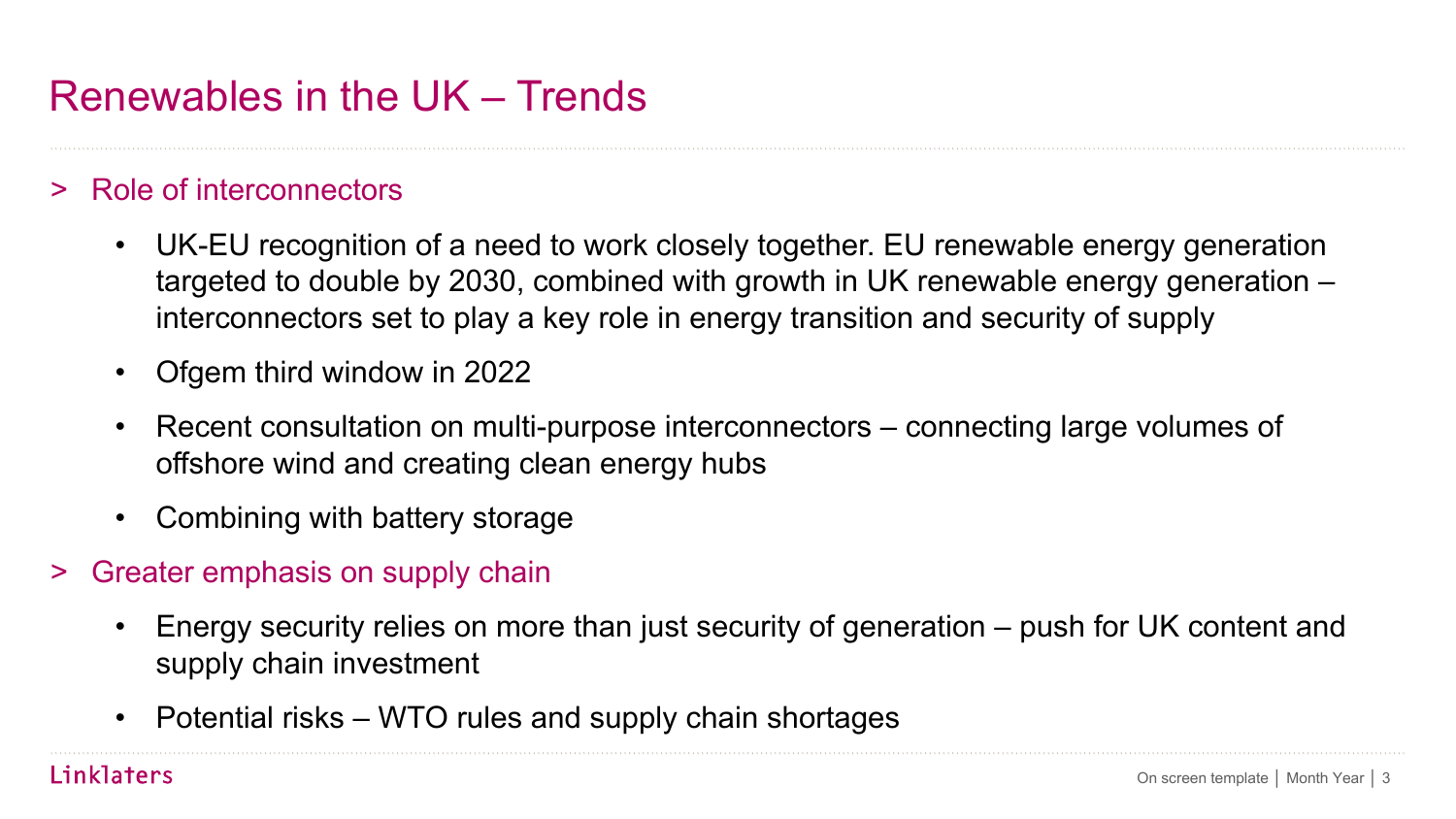# Renewables in the UK – Trends

> Role of interconnectors

- UK-EU recognition of a need to work closely together. EU renewable energy generation targeted to double by 2030, combined with growth in UK renewable energy generation – interconnectors set to play a key role in energy transition and security of supply
- Ofgem third window in 2022
- Recent consultation on multi-purpose interconnectors – connecting large volumes of offshore wind and creating clean energy hubs
- Combining with battery storage

> Greater emphasis on supply chain

- Energy security relies on more than just security of generation – push for UK content and supply chain investment
- Potential risks – WTO rules and supply chain shortages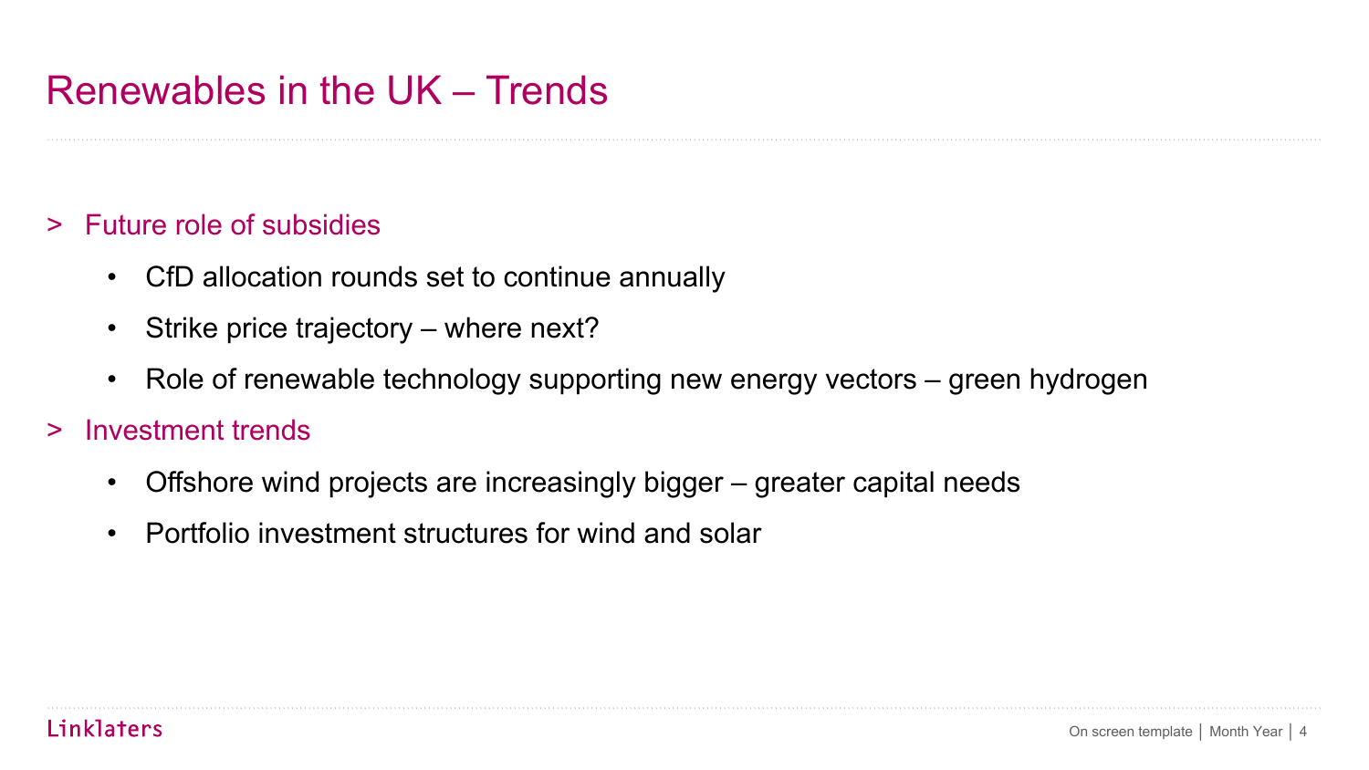# Renewables in the UK – Trends

> Future role of subsidies

- CfD allocation rounds set to continue annually
- Strike price trajectory – where next?
- Role of renewable technology supporting new energy vectors – green hydrogen

> Investment trends

- Offshore wind projects are increasingly bigger – greater capital needs
- Portfolio investment structures for wind and solar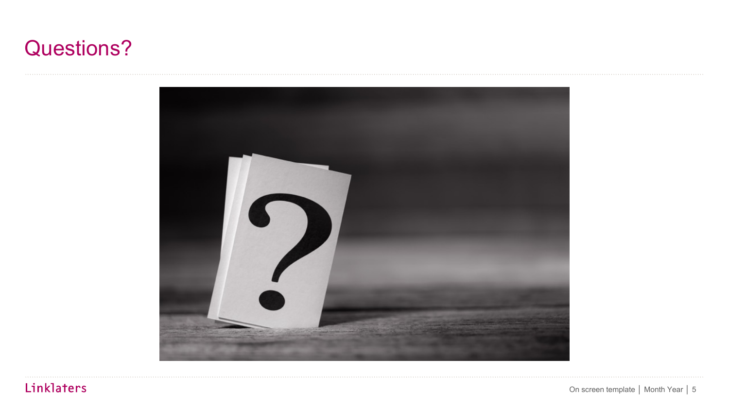# Questions?